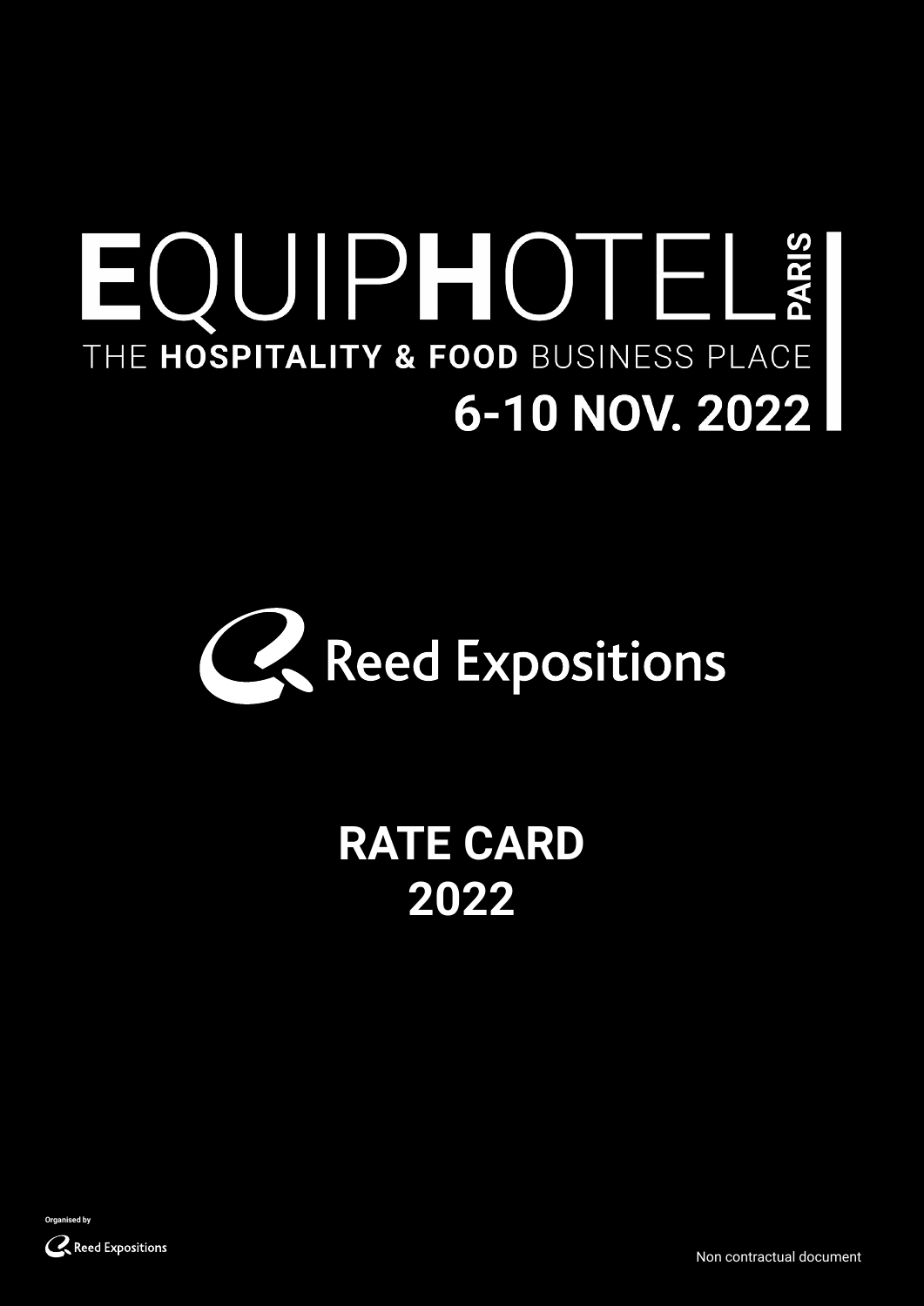# EQUIPHOTEL PARIS

THE **HOSPITALITY & FOOD** BUSINESS PLACE

**6-10 NOV. 2022**

Reed Expositions

# RATE CARD 2022

Organised by Reed Expositions

Non contractual document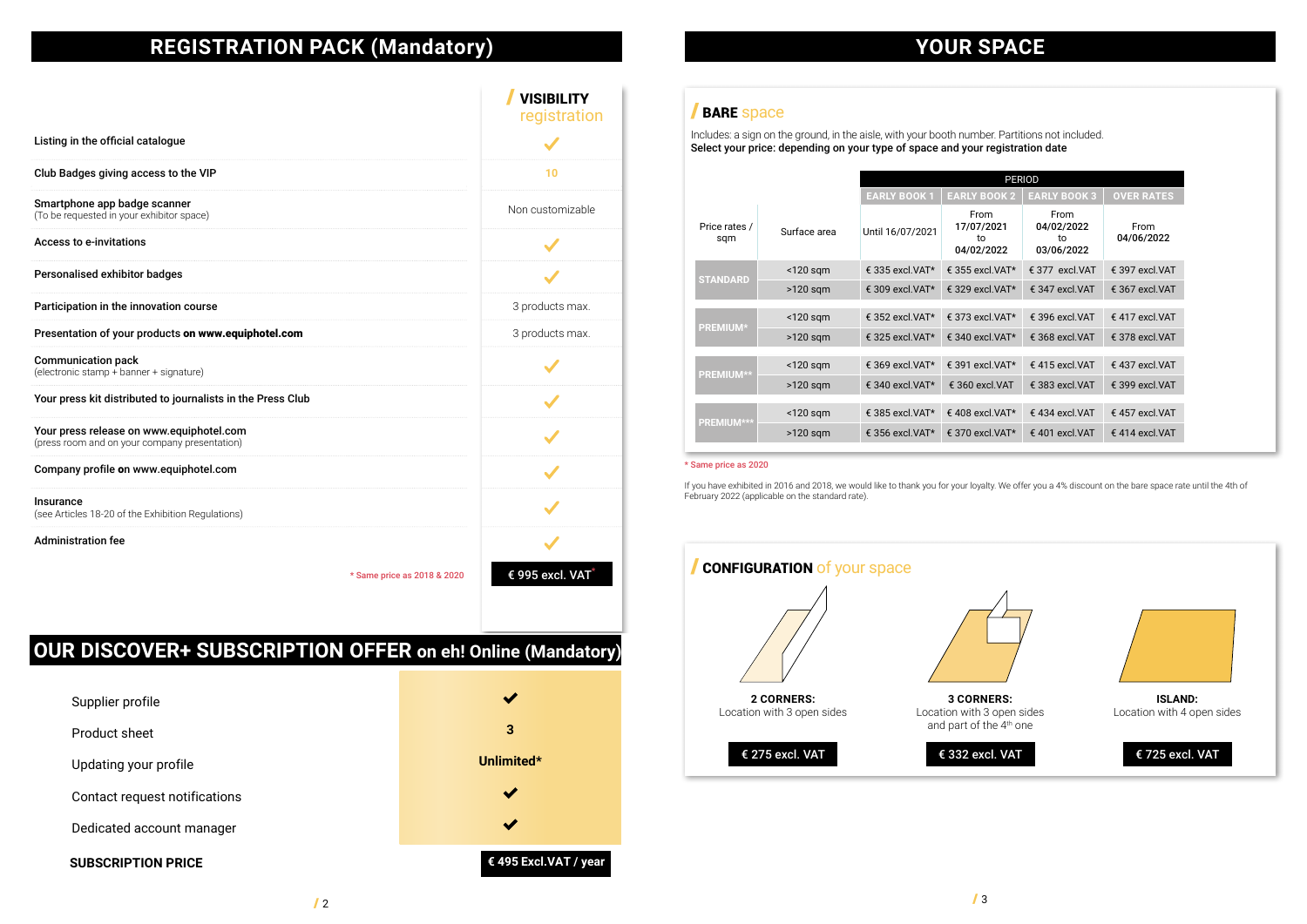# REGISTRATION PACK (Mandatory)

| | VISIBILITY registration |
|---|---|
| Listing in the official catalogue | ✓ |
| Club Badges giving access to the VIP | 10 |
| Smartphone app badge scanner (To be requested in your exhibitor space) | Non customizable |
| Access to e-invitations | ✓ |
| Personalised exhibitor badges | ✓ |
| Participation in the innovation course | 3 products max. |
| Presentation of your products **on www.equiphotel.com** | 3 products max. |
| Communication pack (electronic stamp + banner + signature) | ✓ |
| Your press kit distributed to journalists in the Press Club | ✓ |
| Your press release on www.equiphotel.com (press room and on your company presentation) | ✓ |
| Company profile on www.equiphotel.com | ✓ |
| Insurance (see Articles 18-20 of the Exhibition Regulations) | ✓ |
| Administration fee | ✓ |
| * Same price as 2018 & 2020 | € 995 excl. VAT* |

# OUR DISCOVER+ SUBSCRIPTION OFFER on eh! Online (Mandatory)

| | |
|---|---|
| Supplier profile | ✔ |
| Product sheet | 3 |
| Updating your profile | Unlimited* |
| Contact request notifications | ✔ |
| Dedicated account manager | ✔ |
| **SUBSCRIPTION PRICE** | € 495 Excl.VAT / year |

# YOUR SPACE

## BARE space

Includes: a sign on the ground, in the aisle, with your booth number. Partitions not included.
**Select your price: depending on your type of space and your registration date**

| | | PERIOD | | | |
|---|---|---|---|---|---|
| | | EARLY BOOK 1 | EARLY BOOK 2 | EARLY BOOK 3 | OVER RATES |
| Price rates / sqm | Surface area | Until 16/07/2021 | From 17/07/2021 to 04/02/2022 | From 04/02/2022 to 03/06/2022 | From 04/06/2022 |
| STANDARD | <120 sqm | € 335 excl.VAT* | € 355 excl.VAT* | € 377 excl.VAT | € 397 excl.VAT |
| | >120 sqm | € 309 excl.VAT* | € 329 excl.VAT* | € 347 excl.VAT | € 367 excl.VAT |
| PREMIUM* | <120 sqm | € 352 excl.VAT* | € 373 excl.VAT* | € 396 excl.VAT | € 417 excl.VAT |
| | >120 sqm | € 325 excl.VAT* | € 340 excl.VAT* | € 368 excl.VAT | € 378 excl.VAT |
| PREMIUM** | <120 sqm | € 369 excl.VAT* | € 391 excl.VAT* | € 415 excl.VAT | € 437 excl.VAT |
| | >120 sqm | € 340 excl.VAT* | € 360 excl.VAT | € 383 excl.VAT | € 399 excl.VAT |
| PREMIUM*** | <120 sqm | € 385 excl.VAT* | € 408 excl.VAT* | € 434 excl.VAT | € 457 excl.VAT |
| | >120 sqm | € 356 excl.VAT* | € 370 excl.VAT* | € 401 excl.VAT | € 414 excl.VAT |

* Same price as 2020

If you have exhibited in 2016 and 2018, we would like to thank you for your loyalty. We offer you a 4% discount on the bare space rate until the 4th of February 2022 (applicable on the standard rate).

## CONFIGURATION of your space

**2 CORNERS:**
Location with 3 open sides
€ 275 excl. VAT

**3 CORNERS:**
Location with 3 open sides and part of the 4th one
€ 332 excl. VAT

**ISLAND:**
Location with 4 open sides
€ 725 excl. VAT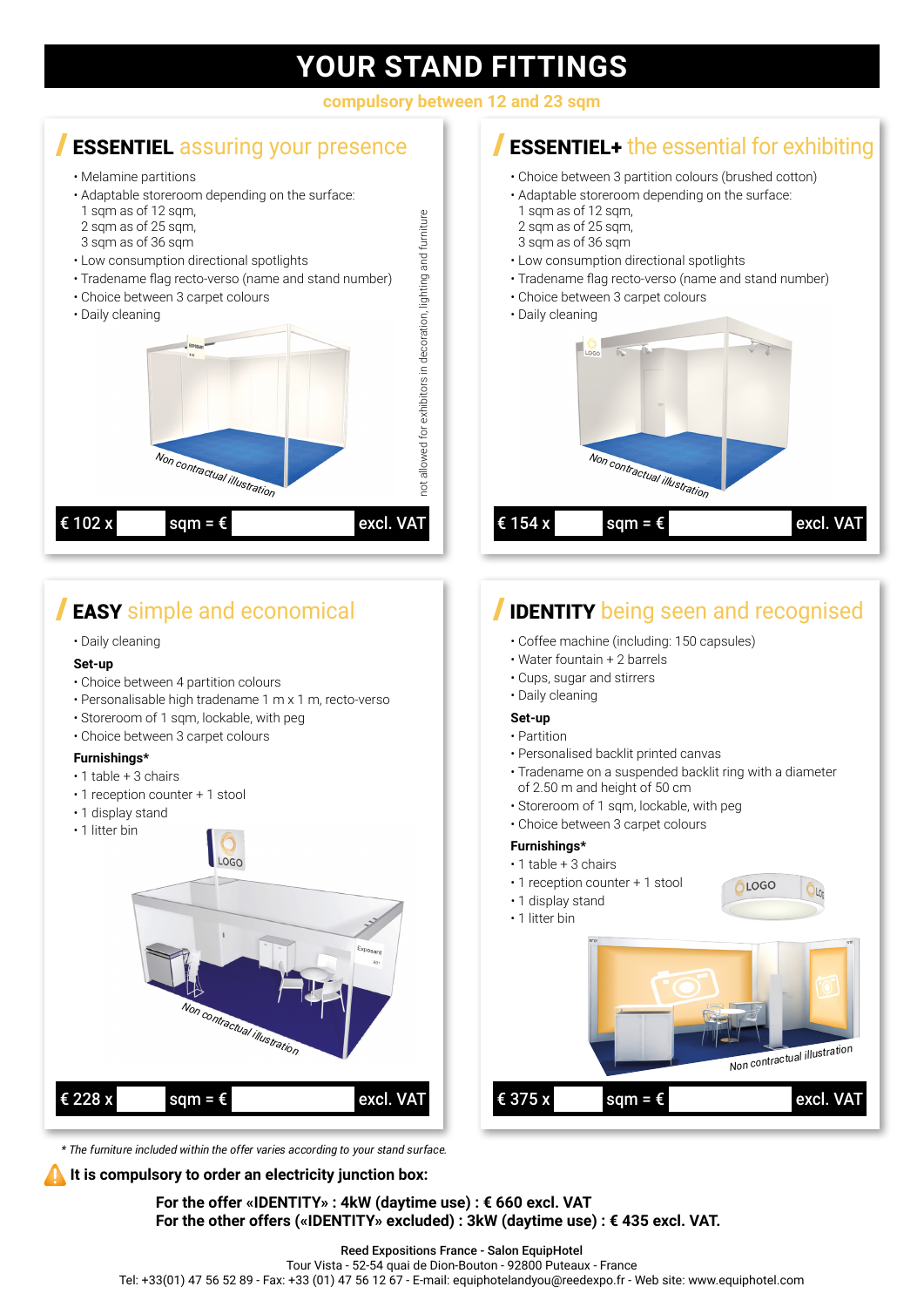# YOUR STAND FITTINGS

**compulsory between 12 and 23 sqm**

## ESSENTIEL assuring your presence

- Melamine partitions
- Adaptable storeroom depending on the surface:
  1 sqm as of 12 sqm,
  2 sqm as of 25 sqm,
  3 sqm as of 36 sqm
- Low consumption directional spotlights
- Tradename flag recto-verso (name and stand number)
- Choice between 3 carpet colours
- Daily cleaning

*Non contractual illustration*

not allowed for exhibitors in decoration, lighting and furniture

€ 102 x ______ sqm = € ______ excl. VAT

## ESSENTIEL+ the essential for exhibiting

- Choice between 3 partition colours (brushed cotton)
- Adaptable storeroom depending on the surface:
  1 sqm as of 12 sqm,
  2 sqm as of 25 sqm,
  3 sqm as of 36 sqm
- Low consumption directional spotlights
- Tradename flag recto-verso (name and stand number)
- Choice between 3 carpet colours
- Daily cleaning

*Non contractual illustration*

€ 154 x ______ sqm = € ______ excl. VAT

## EASY simple and economical

- Daily cleaning

**Set-up**

- Choice between 4 partition colours
- Personalisable high tradename 1 m x 1 m, recto-verso
- Storeroom of 1 sqm, lockable, with peg
- Choice between 3 carpet colours

**Furnishings***

- 1 table + 3 chairs
- 1 reception counter + 1 stool
- 1 display stand
- 1 litter bin

*Non contractual illustration*

€ 228 x ______ sqm = € ______ excl. VAT

## IDENTITY being seen and recognised

- Coffee machine (including: 150 capsules)
- Water fountain + 2 barrels
- Cups, sugar and stirrers
- Daily cleaning

**Set-up**

- Partition
- Personalised backlit printed canvas
- Tradename on a suspended backlit ring with a diameter of 2.50 m and height of 50 cm
- Storeroom of 1 sqm, lockable, with peg
- Choice between 3 carpet colours

**Furnishings***

- 1 table + 3 chairs
- 1 reception counter + 1 stool
- 1 display stand
- 1 litter bin

*Non contractual illustration*

€ 375 x ______ sqm = € ______ excl. VAT

*\* The furniture included within the offer varies according to your stand surface.*

**It is compulsory to order an electricity junction box:**

**For the offer «IDENTITY» : 4kW (daytime use) : € 660 excl. VAT**
**For the other offers («IDENTITY» excluded) : 3kW (daytime use) : € 435 excl. VAT.**

Reed Expositions France - Salon EquipHotel
Tour Vista - 52-54 quai de Dion-Bouton - 92800 Puteaux - France
Tel: +33(01) 47 56 52 89 - Fax: +33 (01) 47 56 12 67 - E-mail: equiphotelandyou@reedexpo.fr - Web site: www.equiphotel.com